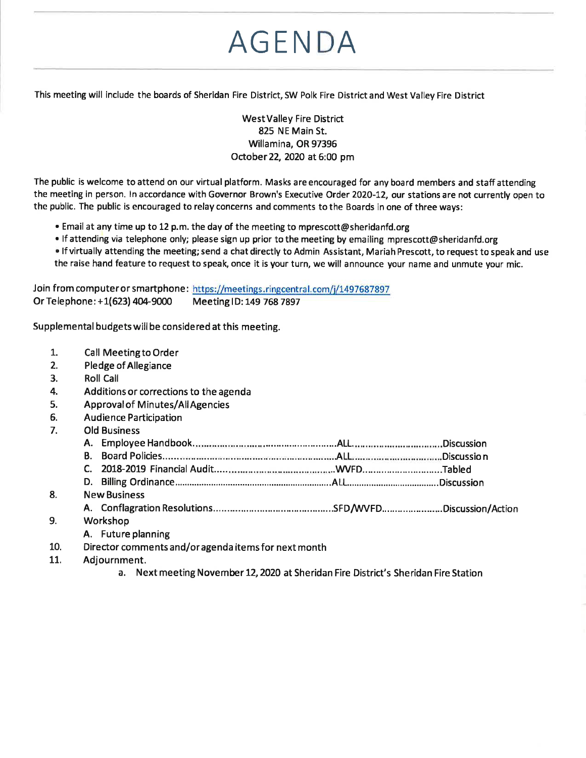# AGENDA

This meeting will include the boards of Sheridan Fire District, SW Polk Fire District and West Valley Fire District

West Valley Fire District
825 NE Main St.
Willamina, OR 97396
October 22, 2020 at 6:00 pm

The public is welcome to attend on our virtual platform. Masks are encouraged for any board members and staff attending the meeting in person. In accordance with Governor Brown's Executive Order 2020-12, our stations are not currently open to the public. The public is encouraged to relay concerns and comments to the Boards in one of three ways:

- Email at any time up to 12 p.m. the day of the meeting to mprescott@sheridanfd.org
- If attending via telephone only; please sign up prior to the meeting by emailing mprescott@sheridanfd.org
- If virtually attending the meeting; send a chat directly to Admin Assistant, Mariah Prescott, to request to speak and use the raise hand feature to request to speak, once it is your turn, we will announce your name and unmute your mic.

Join from computer or smartphone: https://meetings.ringcentral.com/j/1497687897
Or Telephone: +1(623) 404-9000 Meeting ID: 149 768 7897

Supplemental budgets will be considered at this meeting.

1. Call Meeting to Order
2. Pledge of Allegiance
3. Roll Call
4. Additions or corrections to the agenda
5. Approval of Minutes/All Agencies
6. Audience Participation
7. Old Business
   - A. Employee Handbook....................ALL....................Discussion
   - B. Board Policies....................ALL....................Discussion
   - C. 2018-2019 Financial Audit....................WVFD....................Tabled
   - D. Billing Ordinance....................ALL....................Discussion
8. New Business
   - A. Conflagration Resolutions....................SFD/WVFD....................Discussion/Action
9. Workshop
   - A. Future planning
10. Director comments and/or agenda items for next month
11. Adjournment.
    - a. Next meeting November 12, 2020 at Sheridan Fire District's Sheridan Fire Station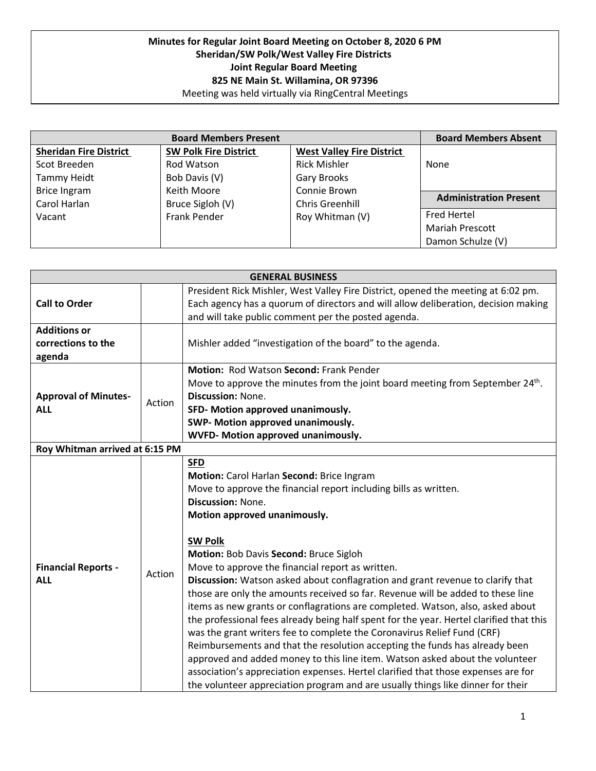**Minutes for Regular Joint Board Meeting on October 8, 2020 6 PM**
**Sheridan/SW Polk/West Valley Fire Districts**
**Joint Regular Board Meeting**
**825 NE Main St. Willamina, OR 97396**
Meeting was held virtually via RingCentral Meetings

| Board Members Present | | | Board Members Absent |
|---|---|---|---|
| **Sheridan Fire District** | **SW Polk Fire District** | **West Valley Fire District** | None |
| Scot Breeden | Rod Watson | Rick Mishler | |
| Tammy Heidt | Bob Davis (V) | Gary Brooks | |
| Brice Ingram | Keith Moore | Connie Brown | **Administration Present** |
| Carol Harlan | Bruce Sigloh (V) | Chris Greenhill | Fred Hertel |
| Vacant | Frank Pender | Roy Whitman (V) | Mariah Prescott |
| | | | Damon Schulze (V) |

| GENERAL BUSINESS | | |
|---|---|---|
| **Call to Order** | | President Rick Mishler, West Valley Fire District, opened the meeting at 6:02 pm. Each agency has a quorum of directors and will allow deliberation, decision making and will take public comment per the posted agenda. |
| **Additions or corrections to the agenda** | | Mishler added "investigation of the board" to the agenda. |
| **Approval of Minutes- ALL** | Action | **Motion:** Rod Watson **Second:** Frank Pender<br>Move to approve the minutes from the joint board meeting from September 24th.<br>**Discussion:** None.<br>**SFD- Motion approved unanimously.**<br>**SWP- Motion approved unanimously.**<br>**WVFD- Motion approved unanimously.** |
| **Roy Whitman arrived at 6:15 PM** | | |
| **Financial Reports - ALL** | Action | **SFD**<br>**Motion:** Carol Harlan **Second:** Brice Ingram<br>Move to approve the financial report including bills as written.<br>**Discussion:** None.<br>**Motion approved unanimously.**<br><br>**SW Polk**<br>**Motion:** Bob Davis **Second:** Bruce Sigloh<br>Move to approve the financial report as written.<br>**Discussion:** Watson asked about conflagration and grant revenue to clarify that those are only the amounts received so far. Revenue will be added to these line items as new grants or conflagrations are completed. Watson, also, asked about the professional fees already being half spent for the year. Hertel clarified that this was the grant writers fee to complete the Coronavirus Relief Fund (CRF) Reimbursements and that the resolution accepting the funds has already been approved and added money to this line item. Watson asked about the volunteer association's appreciation expenses. Hertel clarified that those expenses are for the volunteer appreciation program and are usually things like dinner for their |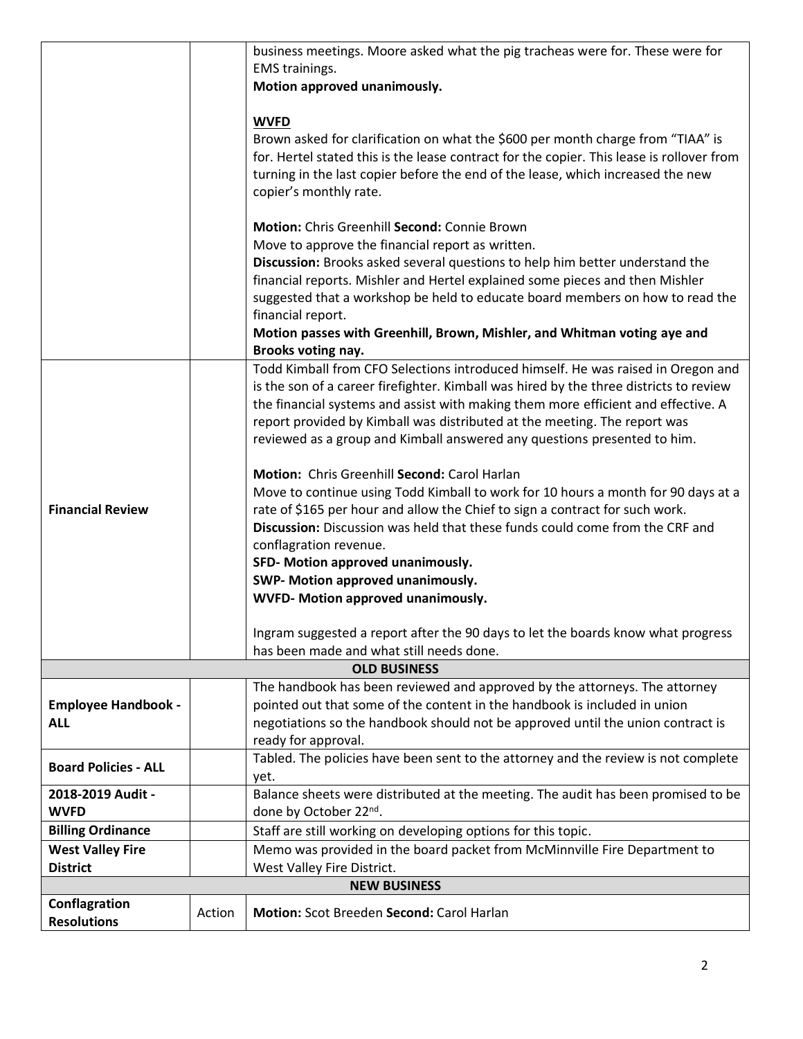| | | |
|---|---|---|
| | | business meetings. Moore asked what the pig tracheas were for. These were for EMS trainings.<br>**Motion approved unanimously.**<br><br>**WVFD**<br>Brown asked for clarification on what the $600 per month charge from "TIAA" is for. Hertel stated this is the lease contract for the copier. This lease is rollover from turning in the last copier before the end of the lease, which increased the new copier's monthly rate.<br><br>**Motion:** Chris Greenhill **Second:** Connie Brown<br>Move to approve the financial report as written.<br>**Discussion:** Brooks asked several questions to help him better understand the financial reports. Mishler and Hertel explained some pieces and then Mishler suggested that a workshop be held to educate board members on how to read the financial report.<br>**Motion passes with Greenhill, Brown, Mishler, and Whitman voting aye and Brooks voting nay.** |
| **Financial Review** | | Todd Kimball from CFO Selections introduced himself. He was raised in Oregon and is the son of a career firefighter. Kimball was hired by the three districts to review the financial systems and assist with making them more efficient and effective. A report provided by Kimball was distributed at the meeting. The report was reviewed as a group and Kimball answered any questions presented to him.<br><br>**Motion:** Chris Greenhill **Second:** Carol Harlan<br>Move to continue using Todd Kimball to work for 10 hours a month for 90 days at a rate of $165 per hour and allow the Chief to sign a contract for such work.<br>**Discussion:** Discussion was held that these funds could come from the CRF and conflagration revenue.<br>**SFD- Motion approved unanimously.**<br>**SWP- Motion approved unanimously.**<br>**WVFD- Motion approved unanimously.**<br><br>Ingram suggested a report after the 90 days to let the boards know what progress has been made and what still needs done. |
| **OLD BUSINESS** | | |
| **Employee Handbook - ALL** | | The handbook has been reviewed and approved by the attorneys. The attorney pointed out that some of the content in the handbook is included in union negotiations so the handbook should not be approved until the union contract is ready for approval. |
| **Board Policies - ALL** | | Tabled. The policies have been sent to the attorney and the review is not complete yet. |
| **2018-2019 Audit - WVFD** | | Balance sheets were distributed at the meeting. The audit has been promised to be done by October 22nd. |
| **Billing Ordinance** | | Staff are still working on developing options for this topic. |
| **West Valley Fire District** | | Memo was provided in the board packet from McMinnville Fire Department to West Valley Fire District. |
| **NEW BUSINESS** | | |
| **Conflagration Resolutions** | Action | **Motion:** Scot Breeden **Second:** Carol Harlan |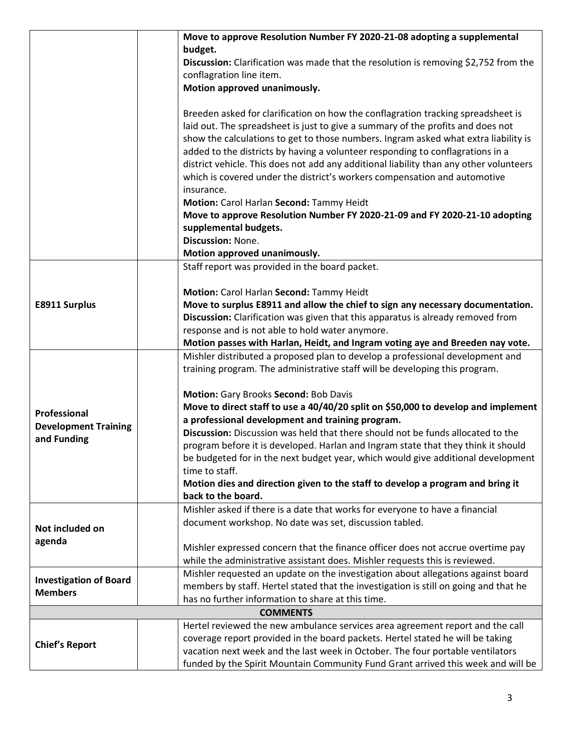| | | |
|---|---|---|
| | | **Move to approve Resolution Number FY 2020-21-08 adopting a supplemental budget.**<br>**Discussion:** Clarification was made that the resolution is removing $2,752 from the conflagration line item.<br>**Motion approved unanimously.**<br><br>Breeden asked for clarification on how the conflagration tracking spreadsheet is laid out. The spreadsheet is just to give a summary of the profits and does not show the calculations to get to those numbers. Ingram asked what extra liability is added to the districts by having a volunteer responding to conflagrations in a district vehicle. This does not add any additional liability than any other volunteers which is covered under the district's workers compensation and automotive insurance.<br>**Motion:** Carol Harlan **Second:** Tammy Heidt<br>**Move to approve Resolution Number FY 2020-21-09 and FY 2020-21-10 adopting supplemental budgets.**<br>**Discussion:** None.<br>**Motion approved unanimously.** |
| **E8911 Surplus** | | Staff report was provided in the board packet.<br><br>**Motion:** Carol Harlan **Second:** Tammy Heidt<br>**Move to surplus E8911 and allow the chief to sign any necessary documentation.**<br>**Discussion:** Clarification was given that this apparatus is already removed from response and is not able to hold water anymore.<br>**Motion passes with Harlan, Heidt, and Ingram voting aye and Breeden nay vote.** |
| **Professional Development Training and Funding** | | Mishler distributed a proposed plan to develop a professional development and training program. The administrative staff will be developing this program.<br><br>**Motion:** Gary Brooks **Second:** Bob Davis<br>**Move to direct staff to use a 40/40/20 split on $50,000 to develop and implement a professional development and training program.**<br>**Discussion:** Discussion was held that there should not be funds allocated to the program before it is developed. Harlan and Ingram state that they think it should be budgeted for in the next budget year, which would give additional development time to staff.<br>**Motion dies and direction given to the staff to develop a program and bring it back to the board.** |
| **Not included on agenda** | | Mishler asked if there is a date that works for everyone to have a financial document workshop. No date was set, discussion tabled.<br><br>Mishler expressed concern that the finance officer does not accrue overtime pay while the administrative assistant does. Mishler requests this is reviewed. |
| **Investigation of Board Members** | | Mishler requested an update on the investigation about allegations against board members by staff. Hertel stated that the investigation is still on going and that he has no further information to share at this time. |
| **COMMENTS** | | |
| **Chief's Report** | | Hertel reviewed the new ambulance services area agreement report and the call coverage report provided in the board packets. Hertel stated he will be taking vacation next week and the last week in October. The four portable ventilators funded by the Spirit Mountain Community Fund Grant arrived this week and will be |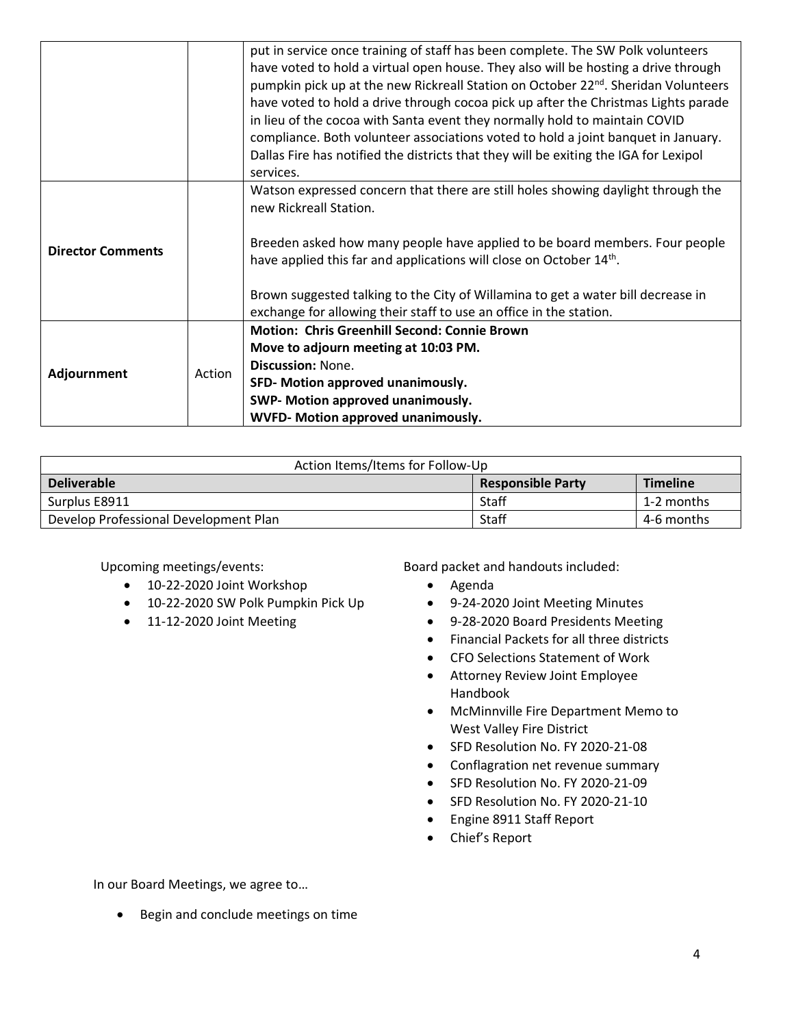| | | |
|---|---|---|
| | | put in service once training of staff has been complete. The SW Polk volunteers have voted to hold a virtual open house. They also will be hosting a drive through pumpkin pick up at the new Rickreall Station on October 22nd. Sheridan Volunteers have voted to hold a drive through cocoa pick up after the Christmas Lights parade in lieu of the cocoa with Santa event they normally hold to maintain COVID compliance. Both volunteer associations voted to hold a joint banquet in January. Dallas Fire has notified the districts that they will be exiting the IGA for Lexipol services. |
| **Director Comments** | | Watson expressed concern that there are still holes showing daylight through the new Rickreall Station.<br><br>Breeden asked how many people have applied to be board members. Four people have applied this far and applications will close on October 14th.<br><br>Brown suggested talking to the City of Willamina to get a water bill decrease in exchange for allowing their staff to use an office in the station. |
| **Adjournment** | Action | **Motion: Chris Greenhill Second: Connie Brown**<br>**Move to adjourn meeting at 10:03 PM.**<br>**Discussion:** None.<br>**SFD- Motion approved unanimously.**<br>**SWP- Motion approved unanimously.**<br>**WVFD- Motion approved unanimously.** |

| Action Items/Items for Follow-Up | | |
|---|---|---|
| **Deliverable** | **Responsible Party** | **Timeline** |
| Surplus E8911 | Staff | 1-2 months |
| Develop Professional Development Plan | Staff | 4-6 months |

Upcoming meetings/events:

- 10-22-2020 Joint Workshop
- 10-22-2020 SW Polk Pumpkin Pick Up
- 11-12-2020 Joint Meeting

Board packet and handouts included:

- Agenda
- 9-24-2020 Joint Meeting Minutes
- 9-28-2020 Board Presidents Meeting
- Financial Packets for all three districts
- CFO Selections Statement of Work
- Attorney Review Joint Employee Handbook
- McMinnville Fire Department Memo to West Valley Fire District
- SFD Resolution No. FY 2020-21-08
- Conflagration net revenue summary
- SFD Resolution No. FY 2020-21-09
- SFD Resolution No. FY 2020-21-10
- Engine 8911 Staff Report
- Chief's Report

In our Board Meetings, we agree to…

- Begin and conclude meetings on time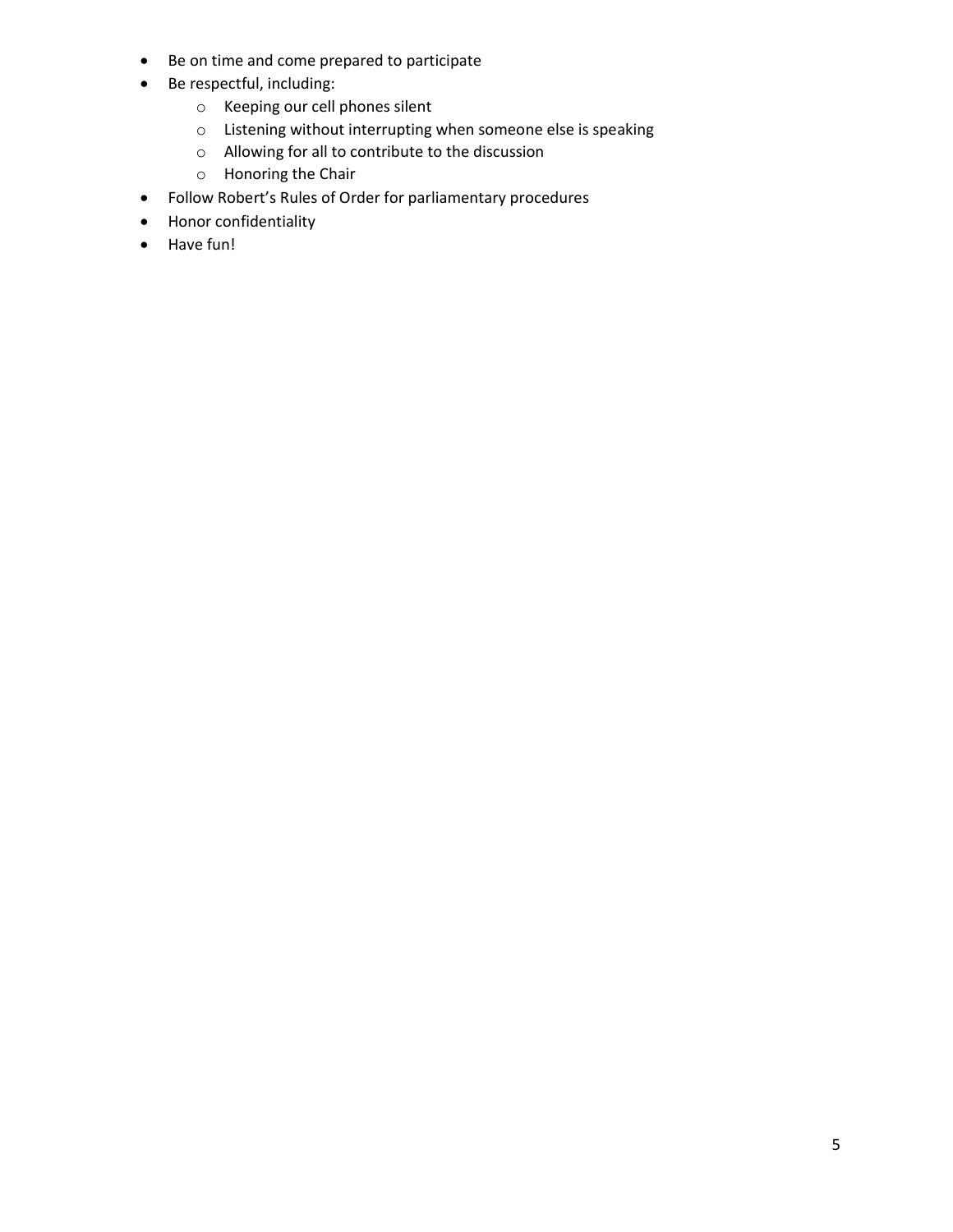- Be on time and come prepared to participate
- Be respectful, including:
    - Keeping our cell phones silent
    - Listening without interrupting when someone else is speaking
    - Allowing for all to contribute to the discussion
    - Honoring the Chair
- Follow Robert's Rules of Order for parliamentary procedures
- Honor confidentiality
- Have fun!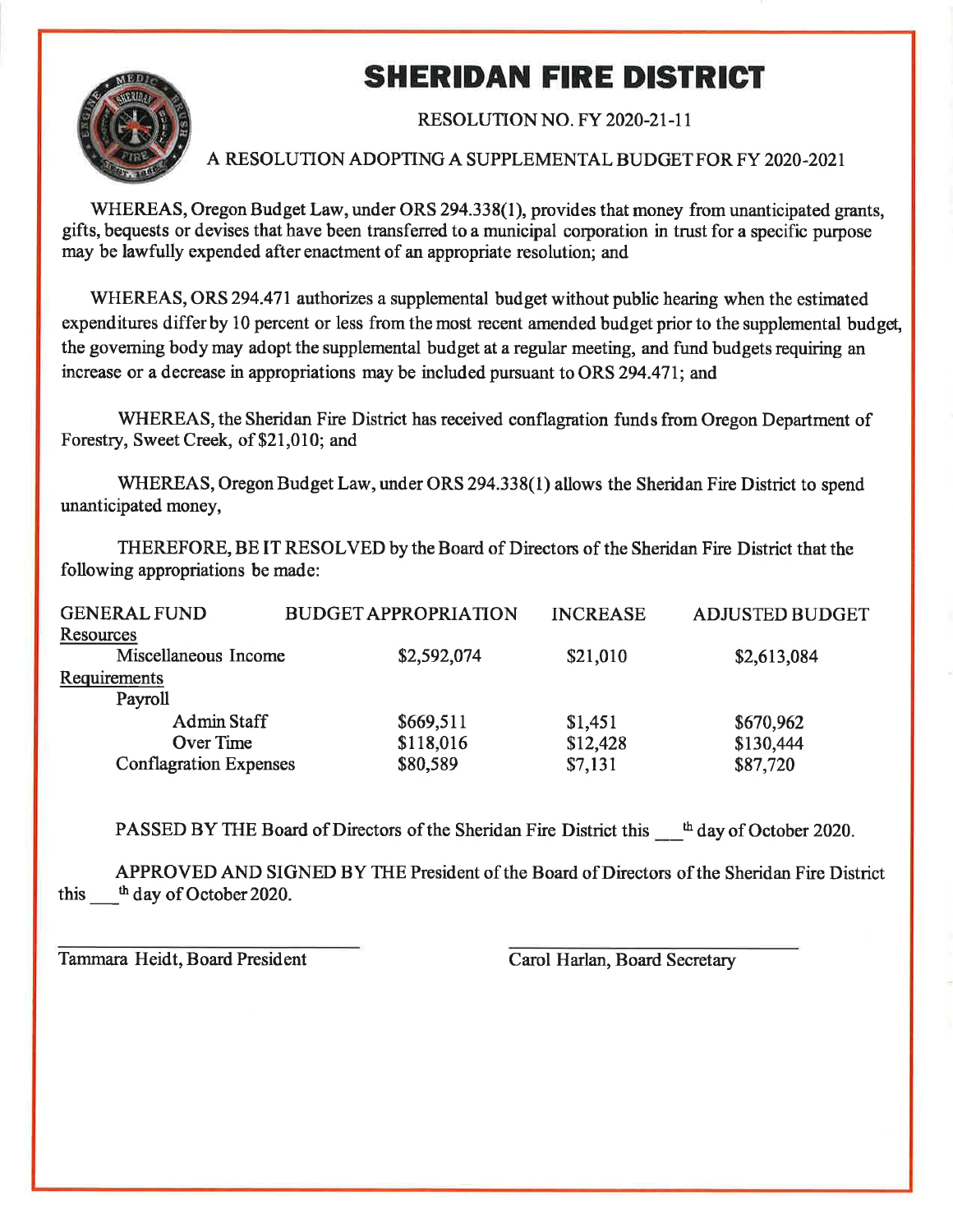# SHERIDAN FIRE DISTRICT

RESOLUTION NO. FY 2020-21-11

A RESOLUTION ADOPTING A SUPPLEMENTAL BUDGET FOR FY 2020-2021

WHEREAS, Oregon Budget Law, under ORS 294.338(1), provides that money from unanticipated grants, gifts, bequests or devises that have been transferred to a municipal corporation in trust for a specific purpose may be lawfully expended after enactment of an appropriate resolution; and

WHEREAS, ORS 294.471 authorizes a supplemental budget without public hearing when the estimated expenditures differ by 10 percent or less from the most recent amended budget prior to the supplemental budget, the governing body may adopt the supplemental budget at a regular meeting, and fund budgets requiring an increase or a decrease in appropriations may be included pursuant to ORS 294.471; and

WHEREAS, the Sheridan Fire District has received conflagration funds from Oregon Department of Forestry, Sweet Creek, of $21,010; and

WHEREAS, Oregon Budget Law, under ORS 294.338(1) allows the Sheridan Fire District to spend unanticipated money,

THEREFORE, BE IT RESOLVED by the Board of Directors of the Sheridan Fire District that the following appropriations be made:

| GENERAL FUND | BUDGET APPROPRIATION | INCREASE | ADJUSTED BUDGET |
|---|---|---|---|
| Resources | | | |
| Miscellaneous Income | $2,592,074 | $21,010 | $2,613,084 |
| Requirements | | | |
| Payroll | | | |
| Admin Staff | $669,511 | $1,451 | $670,962 |
| Over Time | $118,016 | $12,428 | $130,444 |
| Conflagration Expenses | $80,589 | $7,131 | $87,720 |

PASSED BY THE Board of Directors of the Sheridan Fire District this \_\_\_th day of October 2020.

APPROVED AND SIGNED BY THE President of the Board of Directors of the Sheridan Fire District this \_\_\_th day of October 2020.

\_\_\_\_\_\_\_\_\_\_\_\_\_\_\_\_\_\_\_\_\_\_\_\_\_\_\_\_\_\_
Tammara Heidt, Board President

\_\_\_\_\_\_\_\_\_\_\_\_\_\_\_\_\_\_\_\_\_\_\_\_\_\_\_\_\_\_
Carol Harlan, Board Secretary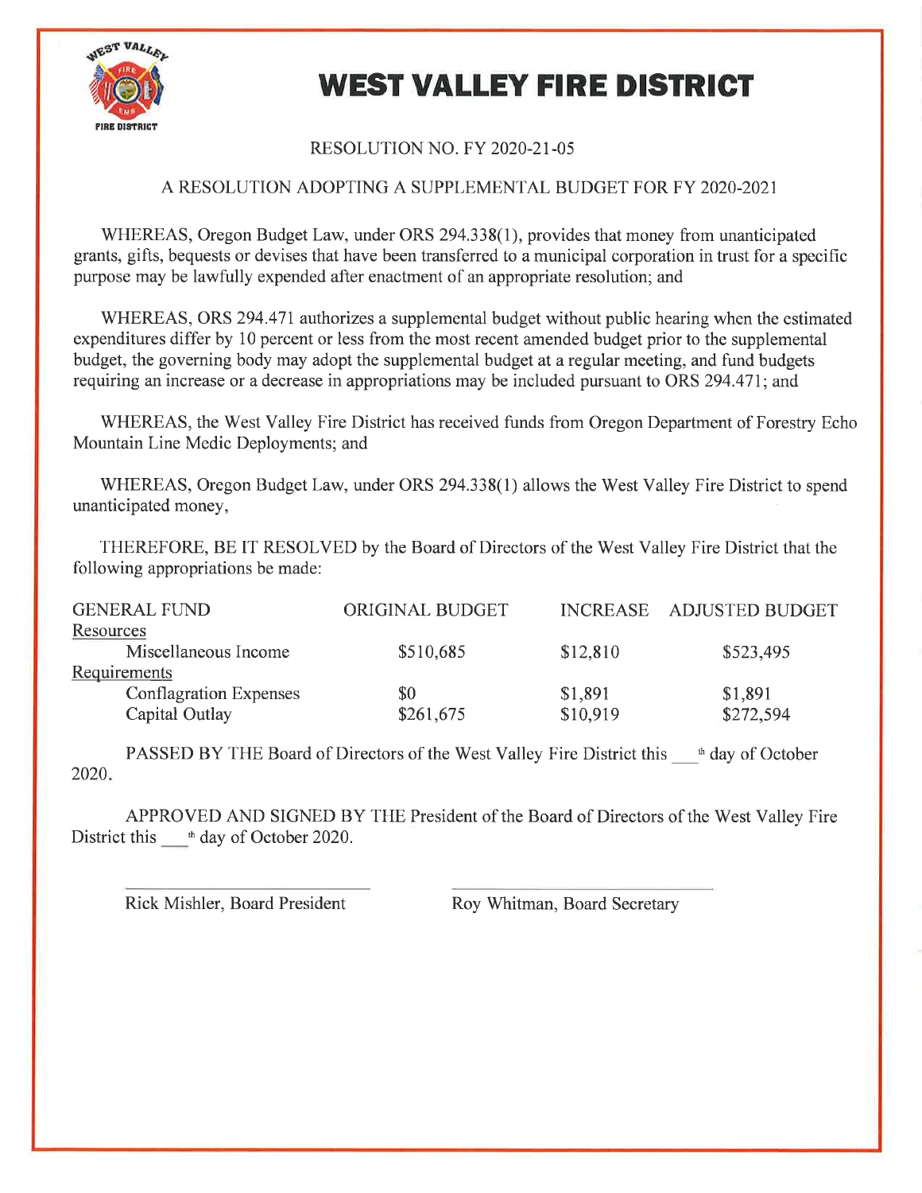# WEST VALLEY FIRE DISTRICT

RESOLUTION NO. FY 2020-21-05

A RESOLUTION ADOPTING A SUPPLEMENTAL BUDGET FOR FY 2020-2021

WHEREAS, Oregon Budget Law, under ORS 294.338(1), provides that money from unanticipated grants, gifts, bequests or devises that have been transferred to a municipal corporation in trust for a specific purpose may be lawfully expended after enactment of an appropriate resolution; and

WHEREAS, ORS 294.471 authorizes a supplemental budget without public hearing when the estimated expenditures differ by 10 percent or less from the most recent amended budget prior to the supplemental budget, the governing body may adopt the supplemental budget at a regular meeting, and fund budgets requiring an increase or a decrease in appropriations may be included pursuant to ORS 294.471; and

WHEREAS, the West Valley Fire District has received funds from Oregon Department of Forestry Echo Mountain Line Medic Deployments; and

WHEREAS, Oregon Budget Law, under ORS 294.338(1) allows the West Valley Fire District to spend unanticipated money,

THEREFORE, BE IT RESOLVED by the Board of Directors of the West Valley Fire District that the following appropriations be made:

| GENERAL FUND | ORIGINAL BUDGET | INCREASE | ADJUSTED BUDGET |
|---|---|---|---|
| Resources | | | |
| Miscellaneous Income | $510,685 | $12,810 | $523,495 |
| Requirements | | | |
| Conflagration Expenses | $0 | $1,891 | $1,891 |
| Capital Outlay | $261,675 | $10,919 | $272,594 |

PASSED BY THE Board of Directors of the West Valley Fire District this \_\_\_th day of October 2020.

APPROVED AND SIGNED BY THE President of the Board of Directors of the West Valley Fire District this \_\_\_th day of October 2020.

Rick Mishler, Board President

Roy Whitman, Board Secretary